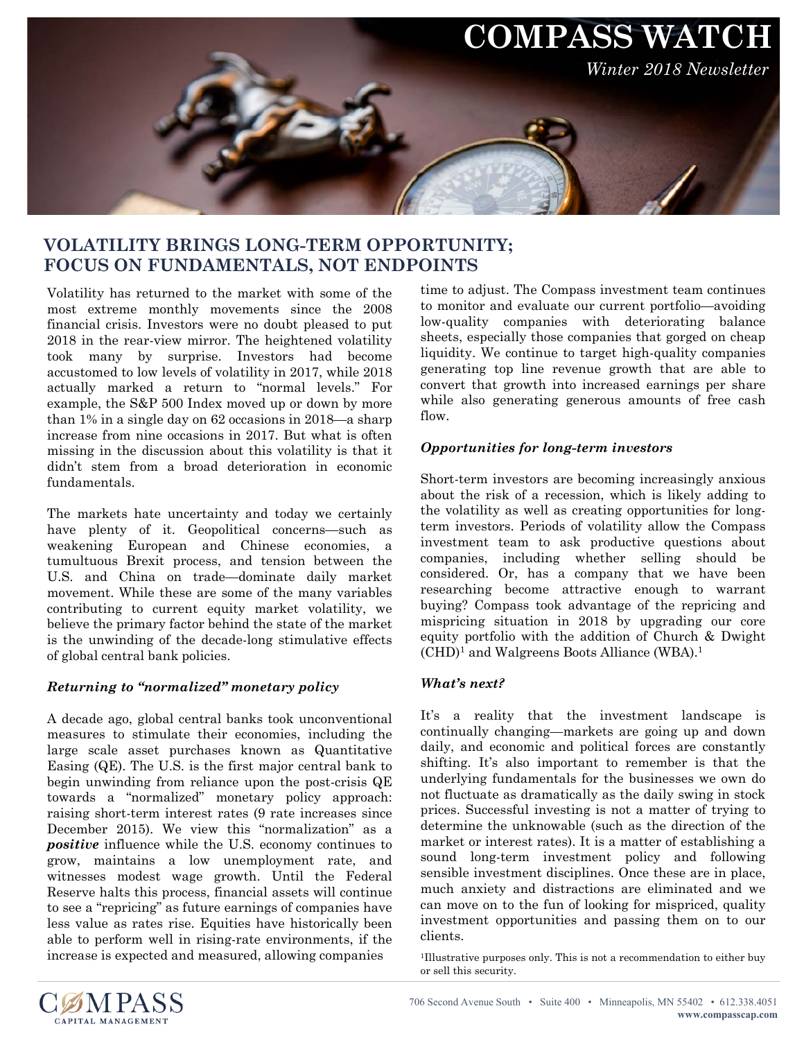# COMPASS WATCH

*Winter 2018 Newsletter*

## VOLATILITY BRINGS LONG-TERM OPPORTUNITY; FOCUS ON FUNDAMENTALS, NOT ENDPOINTS

Volatility has returned to the market with some of the most extreme monthly movements since the 2008 financial crisis. Investors were no doubt pleased to put 2018 in the rear-view mirror. The heightened volatility took many by surprise. Investors had become accustomed to low levels of volatility in 2017, while 2018 actually marked a return to "normal levels." For example, the S&P 500 Index moved up or down by more than 1% in a single day on 62 occasions in 2018—a sharp increase from nine occasions in 2017. But what is often missing in the discussion about this volatility is that it didn't stem from a broad deterioration in economic fundamentals.

The markets hate uncertainty and today we certainly have plenty of it. Geopolitical concerns—such as weakening European and Chinese economies, a tumultuous Brexit process, and tension between the U.S. and China on trade—dominate daily market movement. While these are some of the many variables contributing to current equity market volatility, we believe the primary factor behind the state of the market is the unwinding of the decade-long stimulative effects of global central bank policies.

### *Returning to "normalized" monetary policy*

A decade ago, global central banks took unconventional measures to stimulate their economies, including the large scale asset purchases known as Quantitative Easing (QE). The U.S. is the first major central bank to begin unwinding from reliance upon the post-crisis QE towards a "normalized" monetary policy approach: raising short-term interest rates (9 rate increases since December 2015). We view this "normalization" as a ***positive*** influence while the U.S. economy continues to grow, maintains a low unemployment rate, and witnesses modest wage growth. Until the Federal Reserve halts this process, financial assets will continue to see a "repricing" as future earnings of companies have less value as rates rise. Equities have historically been able to perform well in rising-rate environments, if the increase is expected and measured, allowing companies time to adjust. The Compass investment team continues to monitor and evaluate our current portfolio—avoiding low-quality companies with deteriorating balance sheets, especially those companies that gorged on cheap liquidity. We continue to target high-quality companies generating top line revenue growth that are able to convert that growth into increased earnings per share while also generating generous amounts of free cash flow.

### *Opportunities for long-term investors*

Short-term investors are becoming increasingly anxious about the risk of a recession, which is likely adding to the volatility as well as creating opportunities for long-term investors. Periods of volatility allow the Compass investment team to ask productive questions about companies, including whether selling should be considered. Or, has a company that we have been researching become attractive enough to warrant buying? Compass took advantage of the repricing and mispricing situation in 2018 by upgrading our core equity portfolio with the addition of Church & Dwight (CHD)[1] and Walgreens Boots Alliance (WBA).[1]

### *What's next?*

It's a reality that the investment landscape is continually changing—markets are going up and down daily, and economic and political forces are constantly shifting. It's also important to remember is that the underlying fundamentals for the businesses we own do not fluctuate as dramatically as the daily swing in stock prices. Successful investing is not a matter of trying to determine the unknowable (such as the direction of the market or interest rates). It is a matter of establishing a sound long-term investment policy and following sensible investment disciplines. Once these are in place, much anxiety and distractions are eliminated and we can move on to the fun of looking for mispriced, quality investment opportunities and passing them on to our clients.

[1]Illustrative purposes only. This is not a recommendation to either buy or sell this security.

COMPASS CAPITAL MANAGEMENT

706 Second Avenue South • Suite 400 • Minneapolis, MN 55402 • 612.338.4051
www.compasscap.com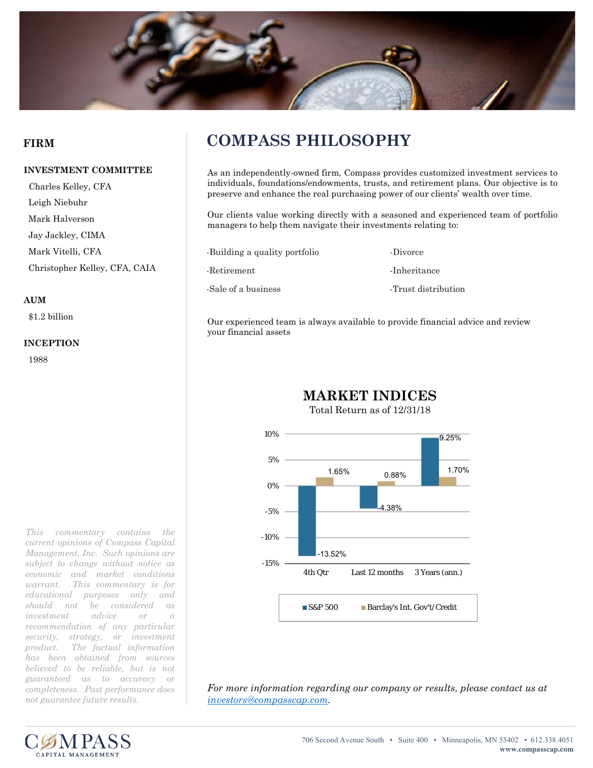## FIRM

### INVESTMENT COMMITTEE

Charles Kelley, CFA

Leigh Niebuhr

Mark Halverson

Jay Jackley, CIMA

Mark Vitelli, CFA

Christopher Kelley, CFA, CAIA

### AUM

$1.2 billion

### INCEPTION

1988

*This commentary contains the current opinions of Compass Capital Management, Inc. Such opinions are subject to change without notice as economic and market conditions warrant. This commentary is for educational purposes only and should not be considered as investment advice or a recommendation of any particular security, strategy, or investment product. The factual information has been obtained from sources believed to be reliable, but is not guaranteed as to accuracy or completeness. Past performance does not guarantee future results.*

# COMPASS PHILOSOPHY

As an independently-owned firm, Compass provides customized investment services to individuals, foundations/endowments, trusts, and retirement plans. Our objective is to preserve and enhance the real purchasing power of our clients' wealth over time.

Our clients value working directly with a seasoned and experienced team of portfolio managers to help them navigate their investments relating to:

-Building a quality portfolio
-Retirement
-Sale of a business
-Divorce
-Inheritance
-Trust distribution

Our experienced team is always available to provide financial advice and review your financial assets

## MARKET INDICES

Total Return as of 12/31/18

10%
5%
0%
-5%
-10%
-15%

1.65%
-13.52%
0.88%
-4.38%
9.25%
1.70%

4th Qtr
Last 12 months
3 Years (ann.)

S&P 500
Barclay's Int. Gov't/Credit

*For more information regarding our company or results, please contact us at [investors@compasscap.com](mailto:investors@compasscap.com).*

COMPASS CAPITAL MANAGEMENT

706 Second Avenue South • Suite 400 • Minneapolis, MN 55402 • 612.338.4051
**www.compasscap.com**